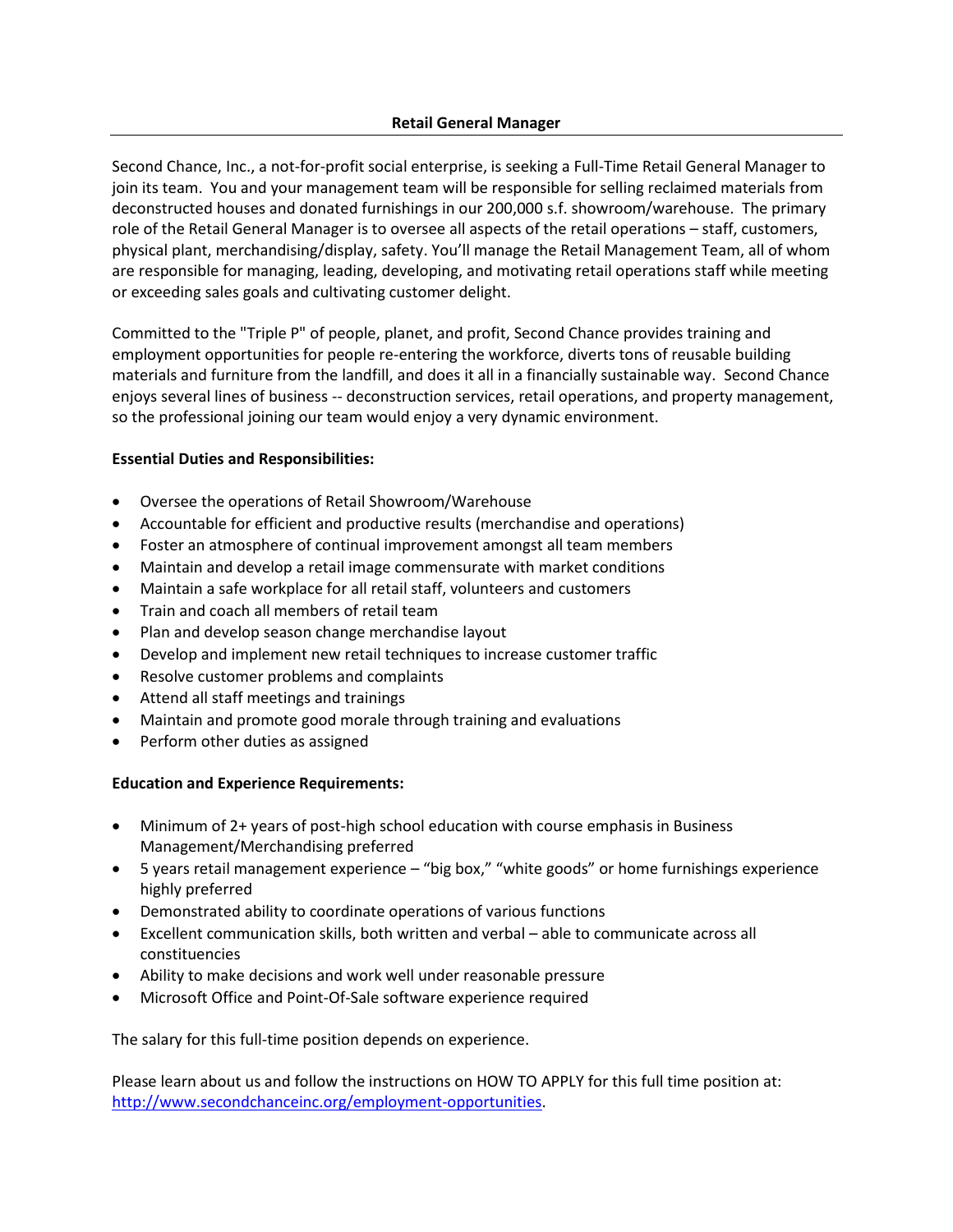# Retail General Manager

Second Chance, Inc., a not-for-profit social enterprise, is seeking a Full-Time Retail General Manager to join its team. You and your management team will be responsible for selling reclaimed materials from deconstructed houses and donated furnishings in our 200,000 s.f. showroom/warehouse. The primary role of the Retail General Manager is to oversee all aspects of the retail operations – staff, customers, physical plant, merchandising/display, safety. You'll manage the Retail Management Team, all of whom are responsible for managing, leading, developing, and motivating retail operations staff while meeting or exceeding sales goals and cultivating customer delight.

Committed to the "Triple P" of people, planet, and profit, Second Chance provides training and employment opportunities for people re-entering the workforce, diverts tons of reusable building materials and furniture from the landfill, and does it all in a financially sustainable way. Second Chance enjoys several lines of business -- deconstruction services, retail operations, and property management, so the professional joining our team would enjoy a very dynamic environment.

**Essential Duties and Responsibilities:**

- Oversee the operations of Retail Showroom/Warehouse
- Accountable for efficient and productive results (merchandise and operations)
- Foster an atmosphere of continual improvement amongst all team members
- Maintain and develop a retail image commensurate with market conditions
- Maintain a safe workplace for all retail staff, volunteers and customers
- Train and coach all members of retail team
- Plan and develop season change merchandise layout
- Develop and implement new retail techniques to increase customer traffic
- Resolve customer problems and complaints
- Attend all staff meetings and trainings
- Maintain and promote good morale through training and evaluations
- Perform other duties as assigned

**Education and Experience Requirements:**

- Minimum of 2+ years of post-high school education with course emphasis in Business Management/Merchandising preferred
- 5 years retail management experience – "big box," "white goods" or home furnishings experience highly preferred
- Demonstrated ability to coordinate operations of various functions
- Excellent communication skills, both written and verbal – able to communicate across all constituencies
- Ability to make decisions and work well under reasonable pressure
- Microsoft Office and Point-Of-Sale software experience required

The salary for this full-time position depends on experience.

Please learn about us and follow the instructions on HOW TO APPLY for this full time position at: [http://www.secondchanceinc.org/employment-opportunities](http://www.secondchanceinc.org/employment-opportunities).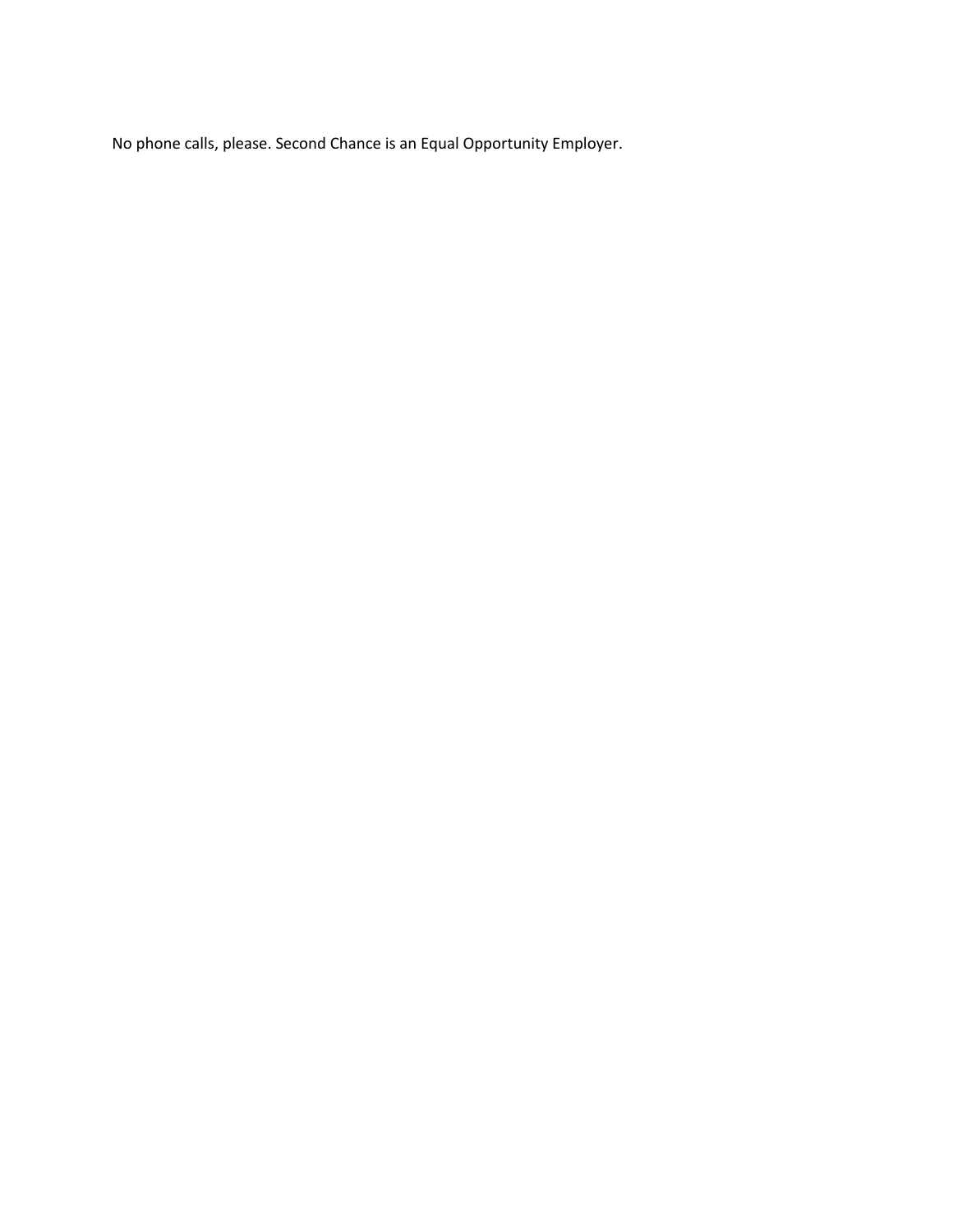No phone calls, please. Second Chance is an Equal Opportunity Employer.